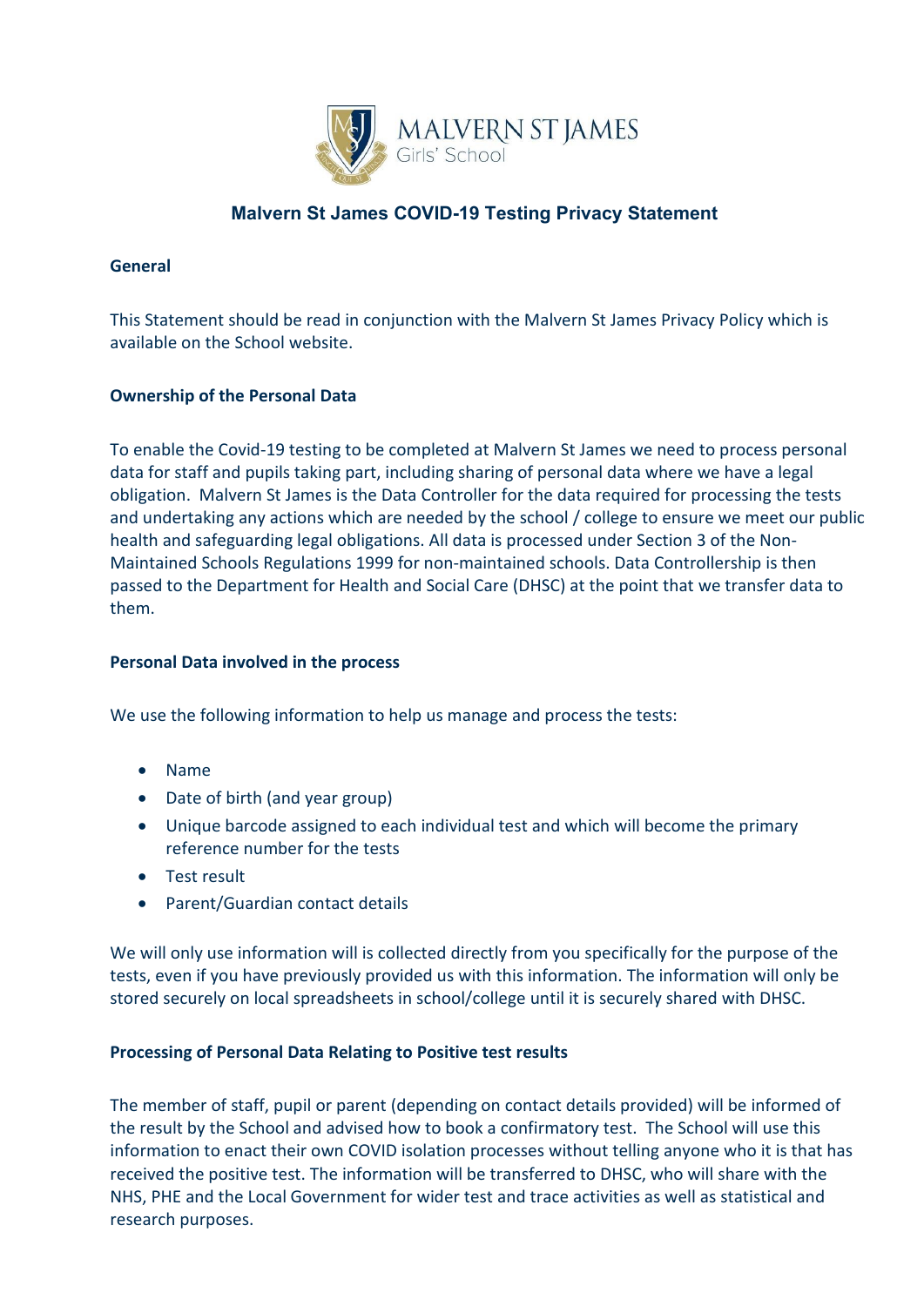MALVERN ST JAMES
Girls' School

# Malvern St James COVID-19 Testing Privacy Statement

**General**

This Statement should be read in conjunction with the Malvern St James Privacy Policy which is available on the School website.

**Ownership of the Personal Data**

To enable the Covid-19 testing to be completed at Malvern St James we need to process personal data for staff and pupils taking part, including sharing of personal data where we have a legal obligation. Malvern St James is the Data Controller for the data required for processing the tests and undertaking any actions which are needed by the school / college to ensure we meet our public health and safeguarding legal obligations. All data is processed under Section 3 of the Non-Maintained Schools Regulations 1999 for non-maintained schools. Data Controllership is then passed to the Department for Health and Social Care (DHSC) at the point that we transfer data to them.

**Personal Data involved in the process**

We use the following information to help us manage and process the tests:

- Name
- Date of birth (and year group)
- Unique barcode assigned to each individual test and which will become the primary reference number for the tests
- Test result
- Parent/Guardian contact details

We will only use information will is collected directly from you specifically for the purpose of the tests, even if you have previously provided us with this information. The information will only be stored securely on local spreadsheets in school/college until it is securely shared with DHSC.

**Processing of Personal Data Relating to Positive test results**

The member of staff, pupil or parent (depending on contact details provided) will be informed of the result by the School and advised how to book a confirmatory test. The School will use this information to enact their own COVID isolation processes without telling anyone who it is that has received the positive test. The information will be transferred to DHSC, who will share with the NHS, PHE and the Local Government for wider test and trace activities as well as statistical and research purposes.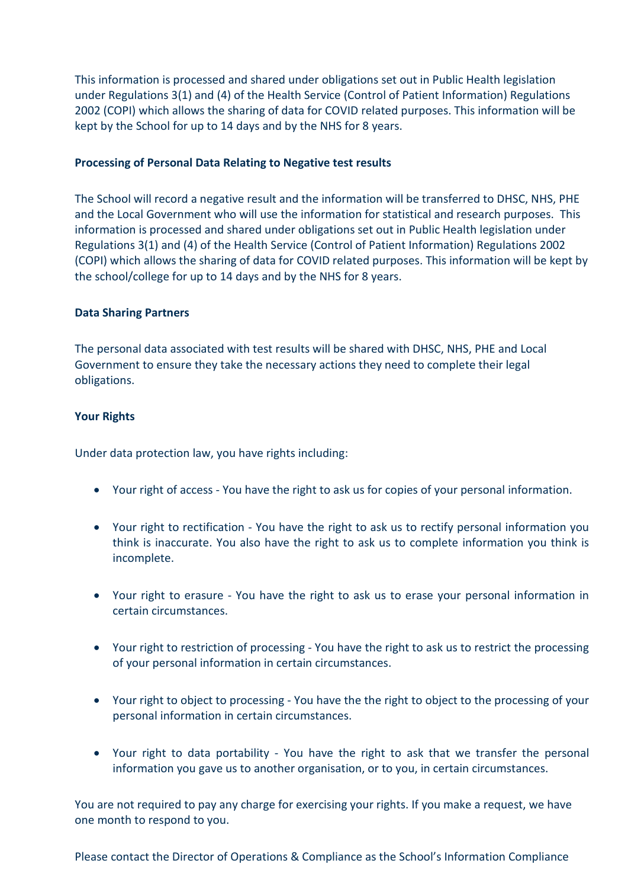This information is processed and shared under obligations set out in Public Health legislation under Regulations 3(1) and (4) of the Health Service (Control of Patient Information) Regulations 2002 (COPI) which allows the sharing of data for COVID related purposes. This information will be kept by the School for up to 14 days and by the NHS for 8 years.

**Processing of Personal Data Relating to Negative test results**

The School will record a negative result and the information will be transferred to DHSC, NHS, PHE and the Local Government who will use the information for statistical and research purposes. This information is processed and shared under obligations set out in Public Health legislation under Regulations 3(1) and (4) of the Health Service (Control of Patient Information) Regulations 2002 (COPI) which allows the sharing of data for COVID related purposes. This information will be kept by the school/college for up to 14 days and by the NHS for 8 years.

**Data Sharing Partners**

The personal data associated with test results will be shared with DHSC, NHS, PHE and Local Government to ensure they take the necessary actions they need to complete their legal obligations.

**Your Rights**

Under data protection law, you have rights including:

- Your right of access - You have the right to ask us for copies of your personal information.
- Your right to rectification - You have the right to ask us to rectify personal information you think is inaccurate. You also have the right to ask us to complete information you think is incomplete.
- Your right to erasure - You have the right to ask us to erase your personal information in certain circumstances.
- Your right to restriction of processing - You have the right to ask us to restrict the processing of your personal information in certain circumstances.
- Your right to object to processing - You have the the right to object to the processing of your personal information in certain circumstances.
- Your right to data portability - You have the right to ask that we transfer the personal information you gave us to another organisation, or to you, in certain circumstances.

You are not required to pay any charge for exercising your rights. If you make a request, we have one month to respond to you.

Please contact the Director of Operations & Compliance as the School's Information Compliance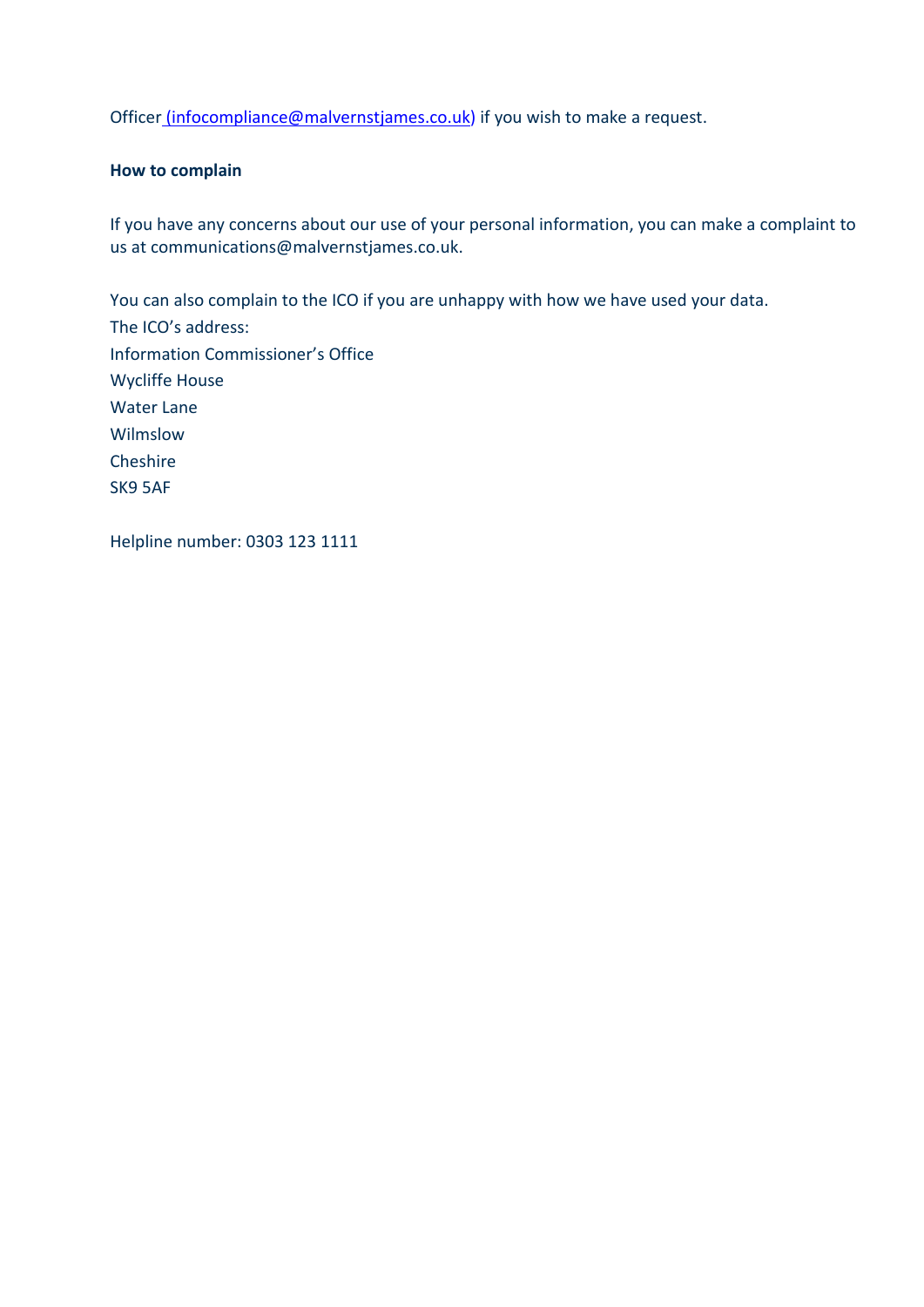Officer (infocompliance@malvernstjames.co.uk) if you wish to make a request.

**How to complain**

If you have any concerns about our use of your personal information, you can make a complaint to us at communications@malvernstjames.co.uk.

You can also complain to the ICO if you are unhappy with how we have used your data.
The ICO's address:
Information Commissioner's Office
Wycliffe House
Water Lane
Wilmslow
Cheshire
SK9 5AF

Helpline number: 0303 123 1111